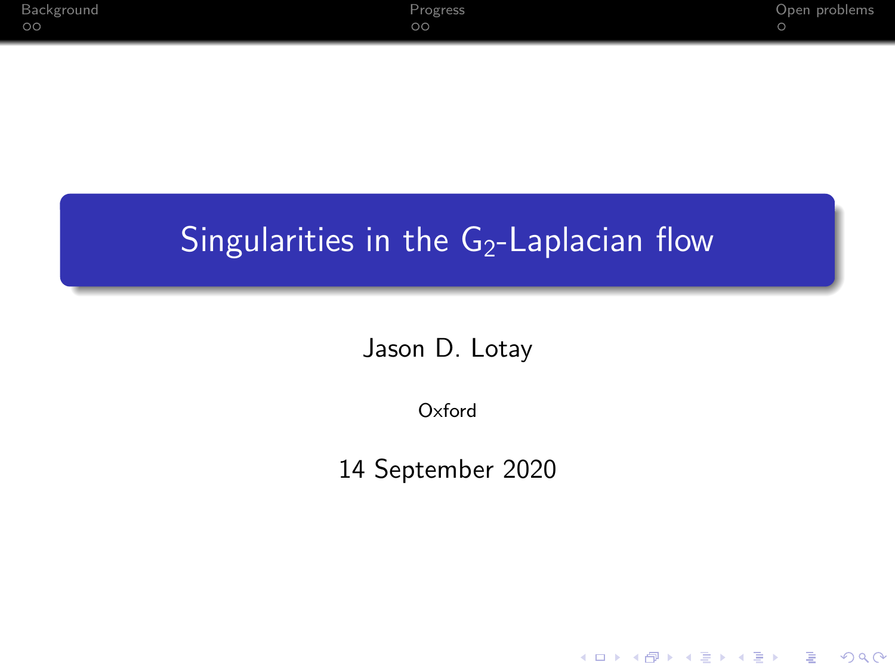# Singularities in the $G_2$-Laplacian flow

Jason D. Lotay

Oxford

14 September 2020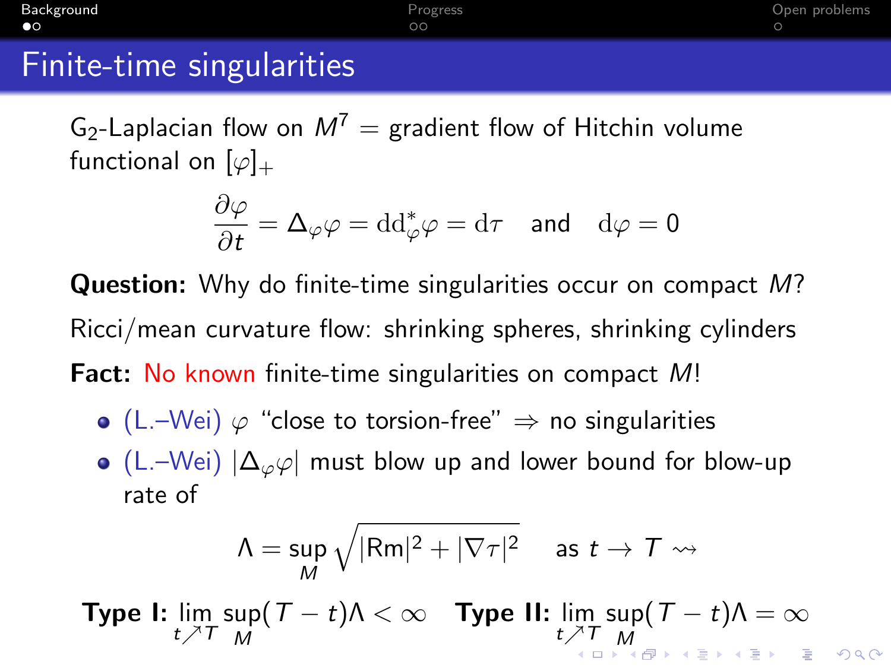# Finite-time singularities

$G_2$-Laplacian flow on $M^7$ = gradient flow of Hitchin volume functional on $[\varphi]_+$

$$\frac{\partial \varphi}{\partial t} = \Delta_\varphi \varphi = \mathrm{d}\mathrm{d}^*_\varphi \varphi = \mathrm{d}\tau \quad \text{and} \quad \mathrm{d}\varphi = 0$$

**Question:** Why do finite-time singularities occur on compact $M$?

Ricci/mean curvature flow: shrinking spheres, shrinking cylinders

**Fact:** No known finite-time singularities on compact $M$!

- (L.–Wei) $\varphi$ "close to torsion-free" $\Rightarrow$ no singularities
- (L.–Wei) $|\Delta_\varphi \varphi|$ must blow up and lower bound for blow-up rate of

$$\Lambda = \sup_M \sqrt{|\mathrm{Rm}|^2 + |\nabla \tau|^2} \quad \text{as } t \to T \rightsquigarrow$$

**Type I:** $\lim_{t \nearrow T} \sup_M (T - t)\Lambda < \infty$ **Type II:** $\lim_{t \nearrow T} \sup_M (T - t)\Lambda = \infty$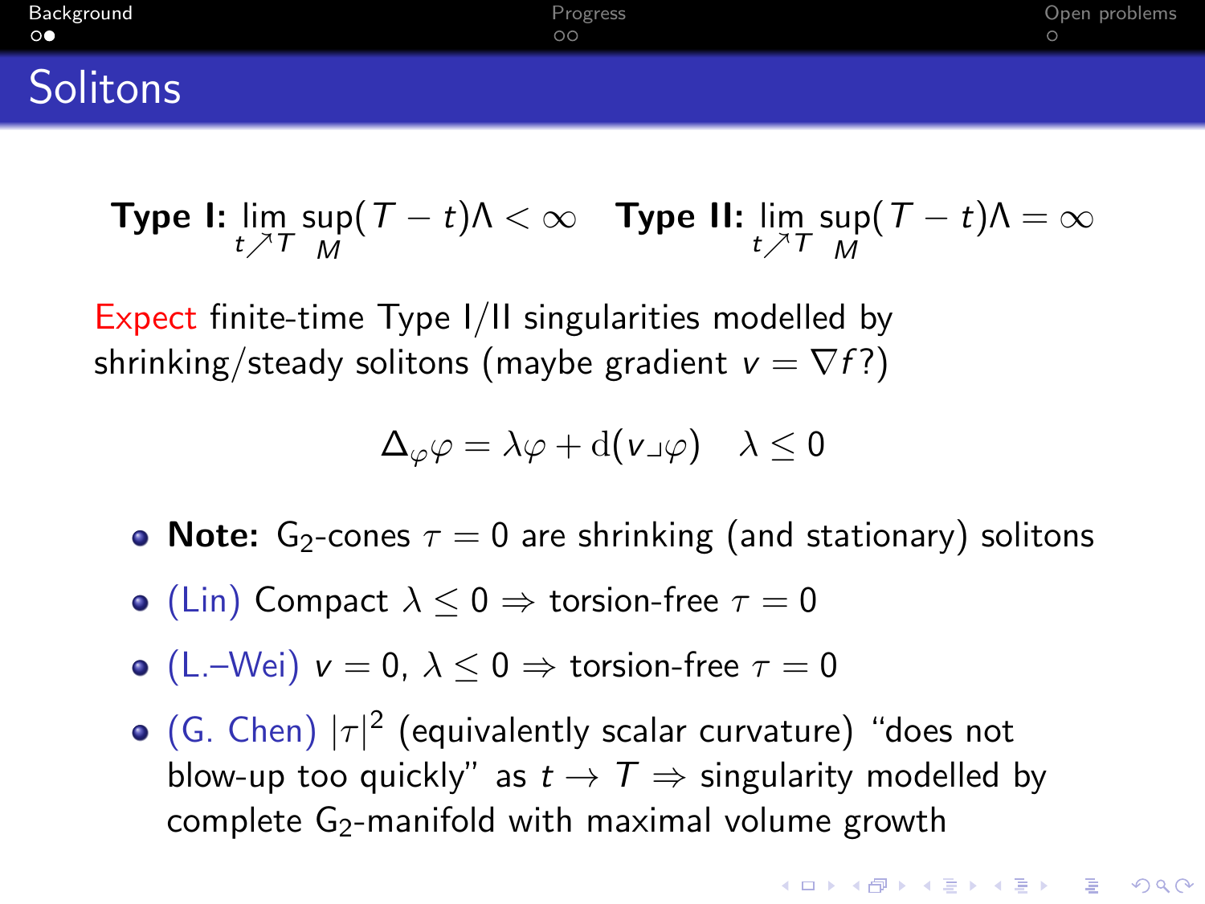# Solitons

**Type I:** $\lim_{t \nearrow T} \sup_M (T - t)\Lambda < \infty$ **Type II:** $\lim_{t \nearrow T} \sup_M (T - t)\Lambda = \infty$

Expect finite-time Type I/II singularities modelled by shrinking/steady solitons (maybe gradient $v = \nabla f$?)

$$\Delta_\varphi \varphi = \lambda \varphi + \mathrm{d}(v \lrcorner \varphi) \quad \lambda \leq 0$$

- **Note:** $G_2$-cones $\tau = 0$ are shrinking (and stationary) solitons
- (Lin) Compact $\lambda \leq 0 \Rightarrow$ torsion-free $\tau = 0$
- (L.–Wei) $v = 0$, $\lambda \leq 0 \Rightarrow$ torsion-free $\tau = 0$
- (G. Chen) $|\tau|^2$ (equivalently scalar curvature) "does not blow-up too quickly" as $t \to T \Rightarrow$ singularity modelled by complete $G_2$-manifold with maximal volume growth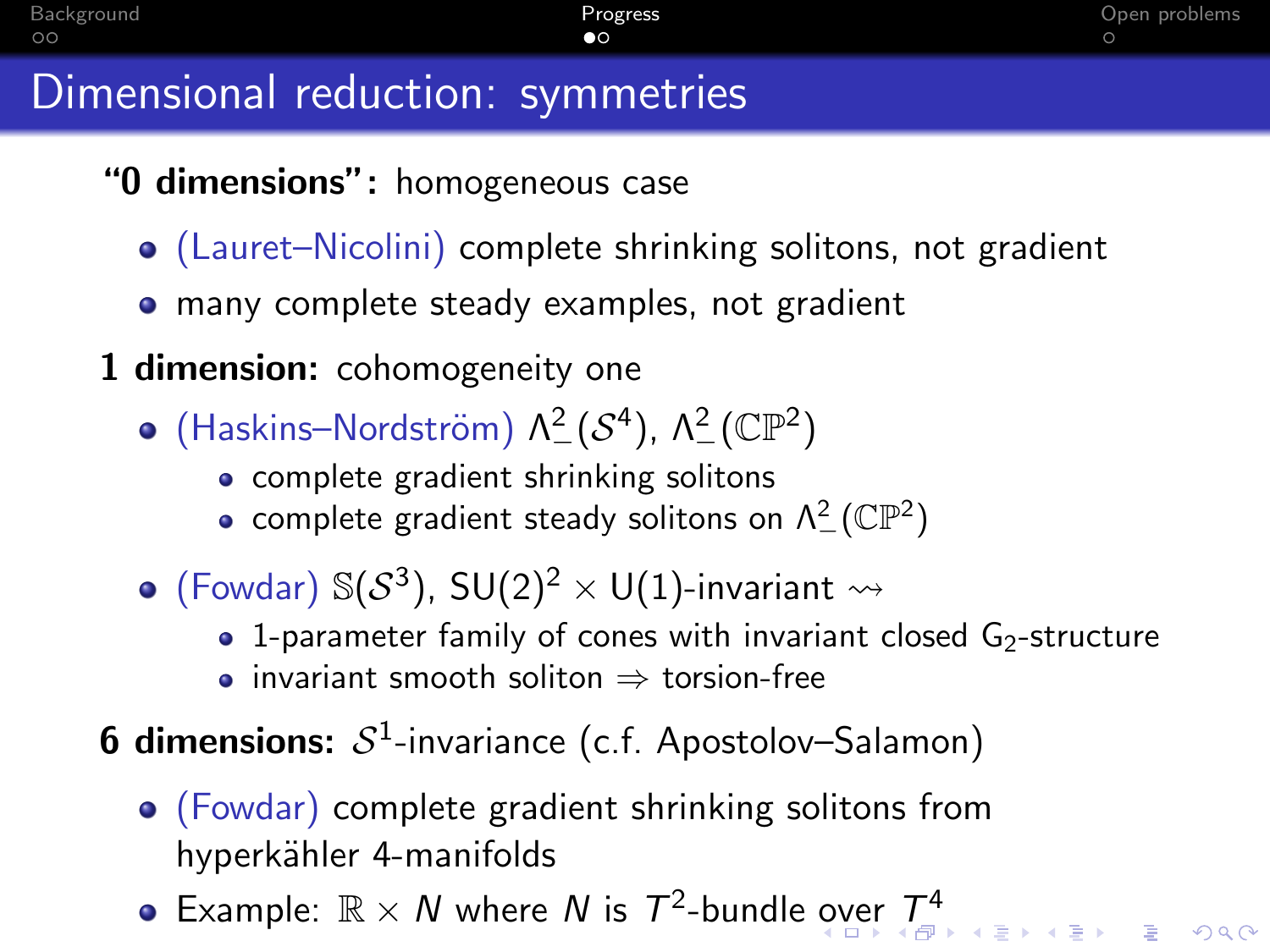# Dimensional reduction: symmetries

**"0 dimensions":** homogeneous case

- (Lauret–Nicolini) complete shrinking solitons, not gradient
- many complete steady examples, not gradient

**1 dimension:** cohomogeneity one

- (Haskins–Nordström) $\Lambda^2_-(\mathcal{S}^4)$, $\Lambda^2_-(\mathbb{CP}^2)$
  - complete gradient shrinking solitons
  - complete gradient steady solitons on $\Lambda^2_-(\mathbb{CP}^2)$
- (Fowdar) $\mathbb{S}(\mathcal{S}^3)$, $\mathrm{SU}(2)^2 \times \mathrm{U}(1)$-invariant $\rightsquigarrow$
  - 1-parameter family of cones with invariant closed $\mathrm{G}_2$-structure
  - invariant smooth soliton $\Rightarrow$ torsion-free

**6 dimensions:** $\mathcal{S}^1$-invariance (c.f. Apostolov–Salamon)

- (Fowdar) complete gradient shrinking solitons from hyperkähler 4-manifolds
- Example: $\mathbb{R} \times N$ where $N$ is $T^2$-bundle over $T^4$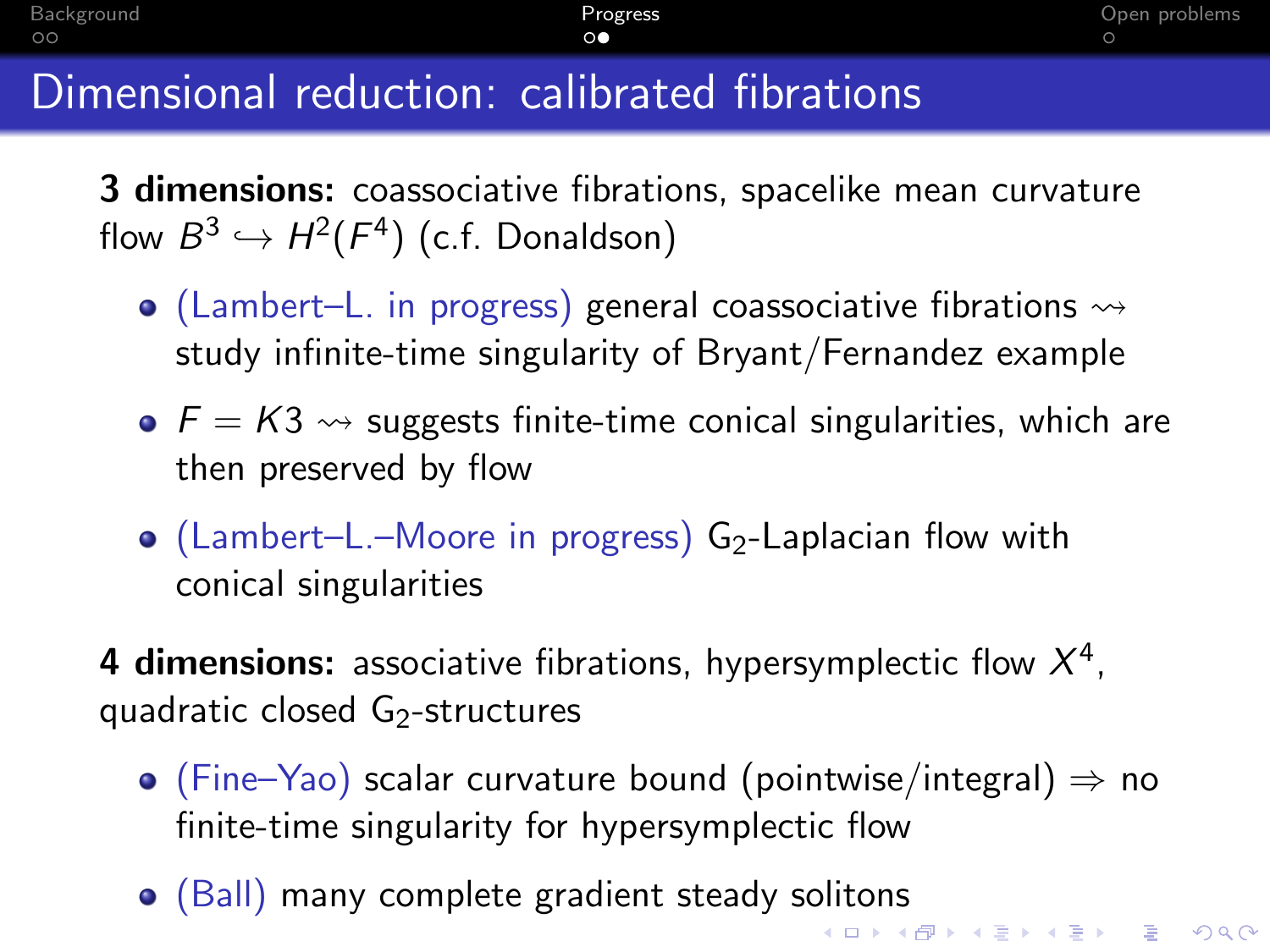# Dimensional reduction: calibrated fibrations

**3 dimensions:** coassociative fibrations, spacelike mean curvature flow $B^3 \hookrightarrow H^2(F^4)$ (c.f. Donaldson)

- (Lambert–L. in progress) general coassociative fibrations $\rightsquigarrow$ study infinite-time singularity of Bryant/Fernandez example
- $F = K3$ $\rightsquigarrow$ suggests finite-time conical singularities, which are then preserved by flow
- (Lambert–L.–Moore in progress) $G_2$-Laplacian flow with conical singularities

**4 dimensions:** associative fibrations, hypersymplectic flow $X^4$, quadratic closed $G_2$-structures

- (Fine–Yao) scalar curvature bound (pointwise/integral) $\Rightarrow$ no finite-time singularity for hypersymplectic flow
- (Ball) many complete gradient steady solitons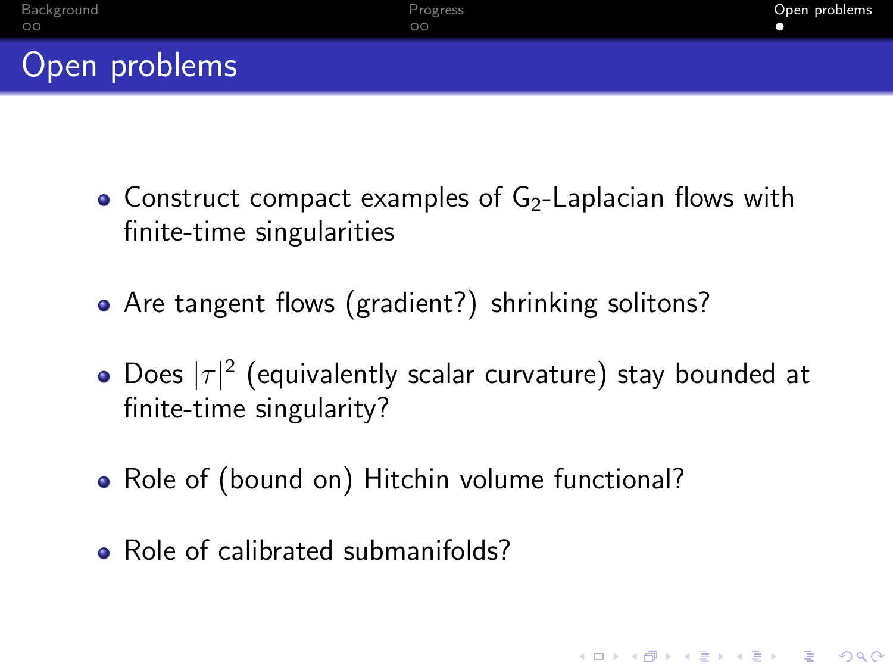# Open problems

- Construct compact examples of $G_2$-Laplacian flows with finite-time singularities
- Are tangent flows (gradient?) shrinking solitons?
- Does $|\tau|^2$ (equivalently scalar curvature) stay bounded at finite-time singularity?
- Role of (bound on) Hitchin volume functional?
- Role of calibrated submanifolds?